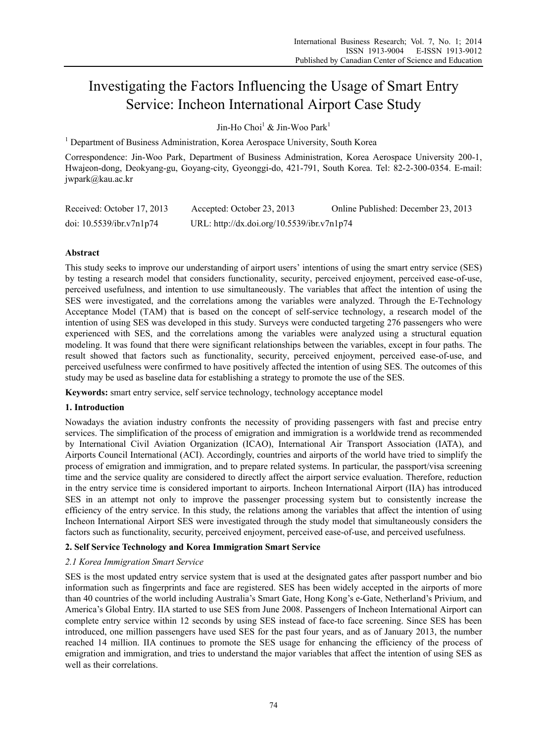# Investigating the Factors Influencing the Usage of Smart Entry Service: Incheon International Airport Case Study

Jin-Ho Choi[1] & Jin-Woo Park[1]

[1] Department of Business Administration, Korea Aerospace University, South Korea

Correspondence: Jin-Woo Park, Department of Business Administration, Korea Aerospace University 200-1, Hwajeon-dong, Deokyang-gu, Goyang-city, Gyeonggi-do, 421-791, South Korea. Tel: 82-2-300-0354. E-mail: jwpark@kau.ac.kr

Received: October 17, 2013 Accepted: October 23, 2013 Online Published: December 23, 2013

doi: 10.5539/ibr.v7n1p74 URL: http://dx.doi.org/10.5539/ibr.v7n1p74

## Abstract

This study seeks to improve our understanding of airport users' intentions of using the smart entry service (SES) by testing a research model that considers functionality, security, perceived enjoyment, perceived ease-of-use, perceived usefulness, and intention to use simultaneously. The variables that affect the intention of using the SES were investigated, and the correlations among the variables were analyzed. Through the E-Technology Acceptance Model (TAM) that is based on the concept of self-service technology, a research model of the intention of using SES was developed in this study. Surveys were conducted targeting 276 passengers who were experienced with SES, and the correlations among the variables were analyzed using a structural equation modeling. It was found that there were significant relationships between the variables, except in four paths. The result showed that factors such as functionality, security, perceived enjoyment, perceived ease-of-use, and perceived usefulness were confirmed to have positively affected the intention of using SES. The outcomes of this study may be used as baseline data for establishing a strategy to promote the use of the SES.

**Keywords:** smart entry service, self service technology, technology acceptance model

## 1. Introduction

Nowadays the aviation industry confronts the necessity of providing passengers with fast and precise entry services. The simplification of the process of emigration and immigration is a worldwide trend as recommended by International Civil Aviation Organization (ICAO), International Air Transport Association (IATA), and Airports Council International (ACI). Accordingly, countries and airports of the world have tried to simplify the process of emigration and immigration, and to prepare related systems. In particular, the passport/visa screening time and the service quality are considered to directly affect the airport service evaluation. Therefore, reduction in the entry service time is considered important to airports. Incheon International Airport (IIA) has introduced SES in an attempt not only to improve the passenger processing system but to consistently increase the efficiency of the entry service. In this study, the relations among the variables that affect the intention of using Incheon International Airport SES were investigated through the study model that simultaneously considers the factors such as functionality, security, perceived enjoyment, perceived ease-of-use, and perceived usefulness.

## 2. Self Service Technology and Korea Immigration Smart Service

### *2.1 Korea Immigration Smart Service*

SES is the most updated entry service system that is used at the designated gates after passport number and bio information such as fingerprints and face are registered. SES has been widely accepted in the airports of more than 40 countries of the world including Australia's Smart Gate, Hong Kong's e-Gate, Netherland's Privium, and America's Global Entry. IIA started to use SES from June 2008. Passengers of Incheon International Airport can complete entry service within 12 seconds by using SES instead of face-to face screening. Since SES has been introduced, one million passengers have used SES for the past four years, and as of January 2013, the number reached 14 million. IIA continues to promote the SES usage for enhancing the efficiency of the process of emigration and immigration, and tries to understand the major variables that affect the intention of using SES as well as their correlations.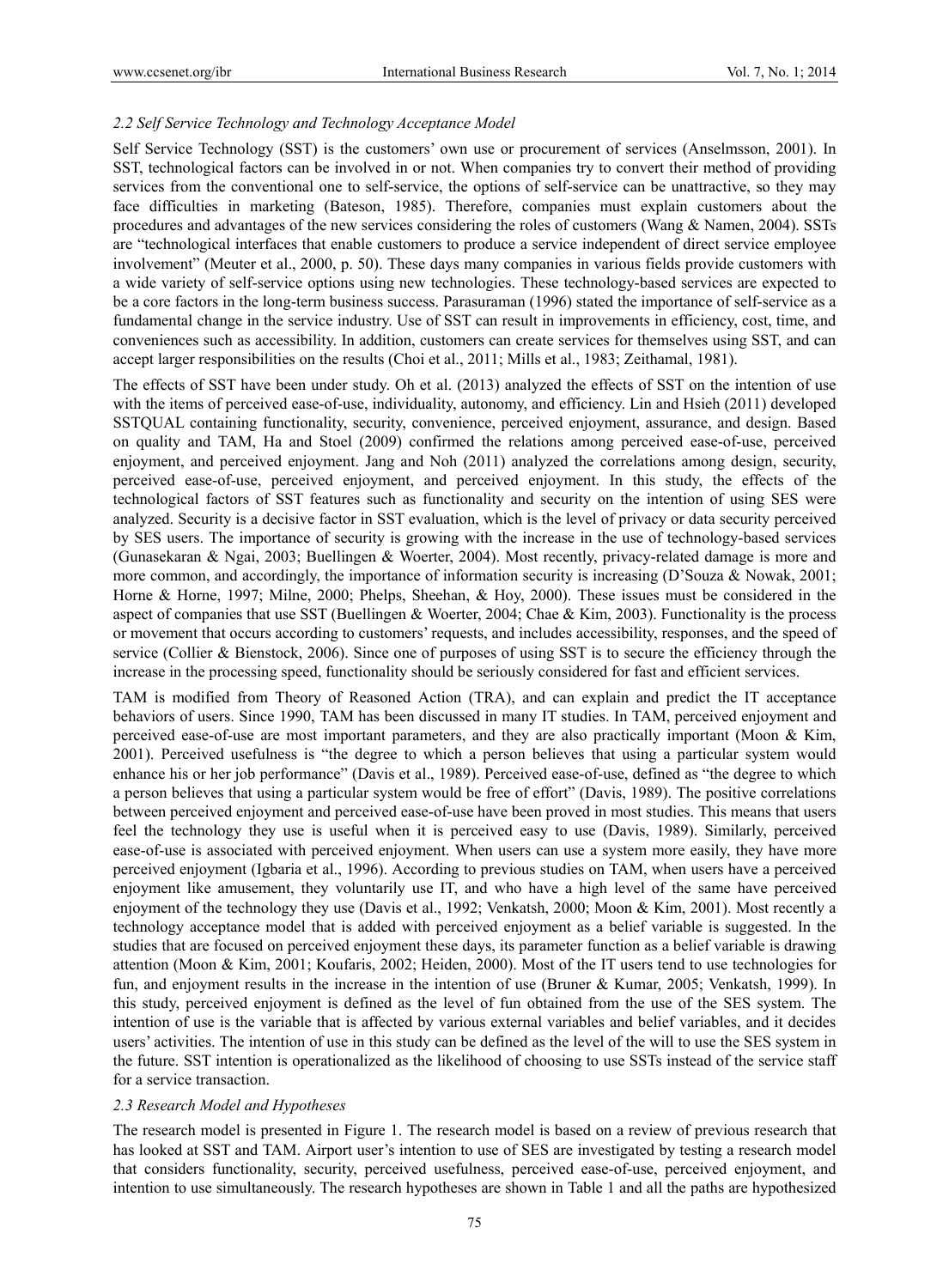### *2.2 Self Service Technology and Technology Acceptance Model*

Self Service Technology (SST) is the customers' own use or procurement of services (Anselmsson, 2001). In SST, technological factors can be involved in or not. When companies try to convert their method of providing services from the conventional one to self-service, the options of self-service can be unattractive, so they may face difficulties in marketing (Bateson, 1985). Therefore, companies must explain customers about the procedures and advantages of the new services considering the roles of customers (Wang & Namen, 2004). SSTs are "technological interfaces that enable customers to produce a service independent of direct service employee involvement" (Meuter et al., 2000, p. 50). These days many companies in various fields provide customers with a wide variety of self-service options using new technologies. These technology-based services are expected to be a core factors in the long-term business success. Parasuraman (1996) stated the importance of self-service as a fundamental change in the service industry. Use of SST can result in improvements in efficiency, cost, time, and conveniences such as accessibility. In addition, customers can create services for themselves using SST, and can accept larger responsibilities on the results (Choi et al., 2011; Mills et al., 1983; Zeithamal, 1981).

The effects of SST have been under study. Oh et al. (2013) analyzed the effects of SST on the intention of use with the items of perceived ease-of-use, individuality, autonomy, and efficiency. Lin and Hsieh (2011) developed SSTQUAL containing functionality, security, convenience, perceived enjoyment, assurance, and design. Based on quality and TAM, Ha and Stoel (2009) confirmed the relations among perceived ease-of-use, perceived enjoyment, and perceived enjoyment. Jang and Noh (2011) analyzed the correlations among design, security, perceived ease-of-use, perceived enjoyment, and perceived enjoyment. In this study, the effects of the technological factors of SST features such as functionality and security on the intention of using SES were analyzed. Security is a decisive factor in SST evaluation, which is the level of privacy or data security perceived by SES users. The importance of security is growing with the increase in the use of technology-based services (Gunasekaran & Ngai, 2003; Buellingen & Woerter, 2004). Most recently, privacy-related damage is more and more common, and accordingly, the importance of information security is increasing (D'Souza & Nowak, 2001; Horne & Horne, 1997; Milne, 2000; Phelps, Sheehan, & Hoy, 2000). These issues must be considered in the aspect of companies that use SST (Buellingen & Woerter, 2004; Chae & Kim, 2003). Functionality is the process or movement that occurs according to customers' requests, and includes accessibility, responses, and the speed of service (Collier & Bienstock, 2006). Since one of purposes of using SST is to secure the efficiency through the increase in the processing speed, functionality should be seriously considered for fast and efficient services.

TAM is modified from Theory of Reasoned Action (TRA), and can explain and predict the IT acceptance behaviors of users. Since 1990, TAM has been discussed in many IT studies. In TAM, perceived enjoyment and perceived ease-of-use are most important parameters, and they are also practically important (Moon & Kim, 2001). Perceived usefulness is "the degree to which a person believes that using a particular system would enhance his or her job performance" (Davis et al., 1989). Perceived ease-of-use, defined as "the degree to which a person believes that using a particular system would be free of effort" (Davis, 1989). The positive correlations between perceived enjoyment and perceived ease-of-use have been proved in most studies. This means that users feel the technology they use is useful when it is perceived easy to use (Davis, 1989). Similarly, perceived ease-of-use is associated with perceived enjoyment. When users can use a system more easily, they have more perceived enjoyment (Igbaria et al., 1996). According to previous studies on TAM, when users have a perceived enjoyment like amusement, they voluntarily use IT, and who have a high level of the same have perceived enjoyment of the technology they use (Davis et al., 1992; Venkatsh, 2000; Moon & Kim, 2001). Most recently a technology acceptance model that is added with perceived enjoyment as a belief variable is suggested. In the studies that are focused on perceived enjoyment these days, its parameter function as a belief variable is drawing attention (Moon & Kim, 2001; Koufaris, 2002; Heiden, 2000). Most of the IT users tend to use technologies for fun, and enjoyment results in the increase in the intention of use (Bruner & Kumar, 2005; Venkatsh, 1999). In this study, perceived enjoyment is defined as the level of fun obtained from the use of the SES system. The intention of use is the variable that is affected by various external variables and belief variables, and it decides users' activities. The intention of use in this study can be defined as the level of the will to use the SES system in the future. SST intention is operationalized as the likelihood of choosing to use SSTs instead of the service staff for a service transaction.

### *2.3 Research Model and Hypotheses*

The research model is presented in Figure 1. The research model is based on a review of previous research that has looked at SST and TAM. Airport user's intention to use of SES are investigated by testing a research model that considers functionality, security, perceived usefulness, perceived ease-of-use, perceived enjoyment, and intention to use simultaneously. The research hypotheses are shown in Table 1 and all the paths are hypothesized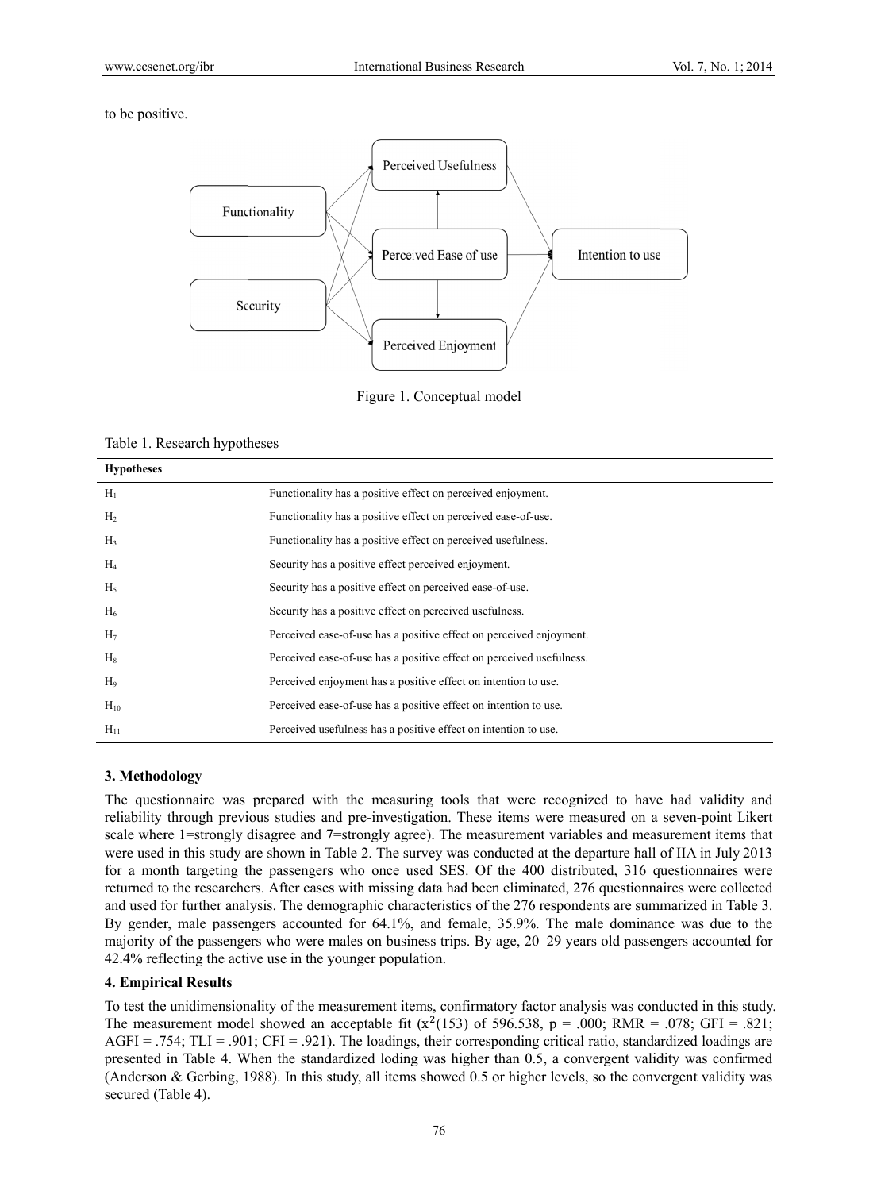to be positive.

Figure 1. Conceptual model

Table 1. Research hypotheses

| Hypotheses | |
|---|---|
| $H_1$ | Functionality has a positive effect on perceived enjoyment. |
| $H_2$ | Functionality has a positive effect on perceived ease-of-use. |
| $H_3$ | Functionality has a positive effect on perceived usefulness. |
| $H_4$ | Security has a positive effect perceived enjoyment. |
| $H_5$ | Security has a positive effect on perceived ease-of-use. |
| $H_6$ | Security has a positive effect on perceived usefulness. |
| $H_7$ | Perceived ease-of-use has a positive effect on perceived enjoyment. |
| $H_8$ | Perceived ease-of-use has a positive effect on perceived usefulness. |
| $H_9$ | Perceived enjoyment has a positive effect on intention to use. |
| $H_{10}$ | Perceived ease-of-use has a positive effect on intention to use. |
| $H_{11}$ | Perceived usefulness has a positive effect on intention to use. |

## 3. Methodology

The questionnaire was prepared with the measuring tools that were recognized to have had validity and reliability through previous studies and pre-investigation. These items were measured on a seven-point Likert scale where 1=strongly disagree and 7=strongly agree). The measurement variables and measurement items that were used in this study are shown in Table 2. The survey was conducted at the departure hall of IIA in July 2013 for a month targeting the passengers who once used SES. Of the 400 distributed, 316 questionnaires were returned to the researchers. After cases with missing data had been eliminated, 276 questionnaires were collected and used for further analysis. The demographic characteristics of the 276 respondents are summarized in Table 3. By gender, male passengers accounted for 64.1%, and female, 35.9%. The male dominance was due to the majority of the passengers who were males on business trips. By age, 20–29 years old passengers accounted for 42.4% reflecting the active use in the younger population.

## 4. Empirical Results

To test the unidimensionality of the measurement items, confirmatory factor analysis was conducted in this study. The measurement model showed an acceptable fit ($x^2(153)$ of 596.538, $p = .000$; RMR = .078; GFI = .821; AGFI = .754; TLI = .901; CFI = .921). The loadings, their corresponding critical ratio, standardized loadings are presented in Table 4. When the standardized loding was higher than 0.5, a convergent validity was confirmed (Anderson & Gerbing, 1988). In this study, all items showed 0.5 or higher levels, so the convergent validity was secured (Table 4).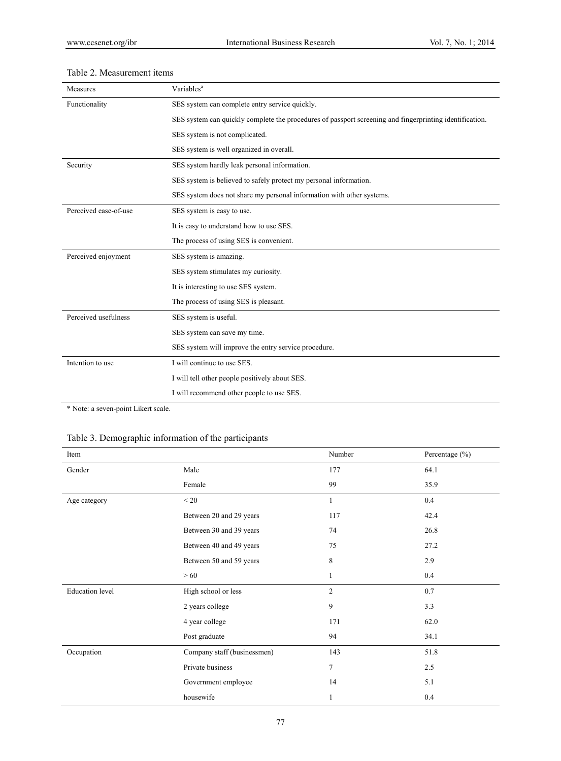Table 2. Measurement items

| Measures | Variables[a] |
|---|---|
| Functionality | SES system can complete entry service quickly. |
| | SES system can quickly complete the procedures of passport screening and fingerprinting identification. |
| | SES system is not complicated. |
| | SES system is well organized in overall. |
| Security | SES system hardly leak personal information. |
| | SES system is believed to safely protect my personal information. |
| | SES system does not share my personal information with other systems. |
| Perceived ease-of-use | SES system is easy to use. |
| | It is easy to understand how to use SES. |
| | The process of using SES is convenient. |
| Perceived enjoyment | SES system is amazing. |
| | SES system stimulates my curiosity. |
| | It is interesting to use SES system. |
| | The process of using SES is pleasant. |
| Perceived usefulness | SES system is useful. |
| | SES system can save my time. |
| | SES system will improve the entry service procedure. |
| Intention to use | I will continue to use SES. |
| | I will tell other people positively about SES. |
| | I will recommend other people to use SES. |

* Note: a seven-point Likert scale.

Table 3. Demographic information of the participants

| Item | | Number | Percentage (%) |
|---|---|---|---|
| Gender | Male | 177 | 64.1 |
| | Female | 99 | 35.9 |
| Age category | < 20 | 1 | 0.4 |
| | Between 20 and 29 years | 117 | 42.4 |
| | Between 30 and 39 years | 74 | 26.8 |
| | Between 40 and 49 years | 75 | 27.2 |
| | Between 50 and 59 years | 8 | 2.9 |
| | > 60 | 1 | 0.4 |
| Education level | High school or less | 2 | 0.7 |
| | 2 years college | 9 | 3.3 |
| | 4 year college | 171 | 62.0 |
| | Post graduate | 94 | 34.1 |
| Occupation | Company staff (businessmen) | 143 | 51.8 |
| | Private business | 7 | 2.5 |
| | Government employee | 14 | 5.1 |
| | housewife | 1 | 0.4 |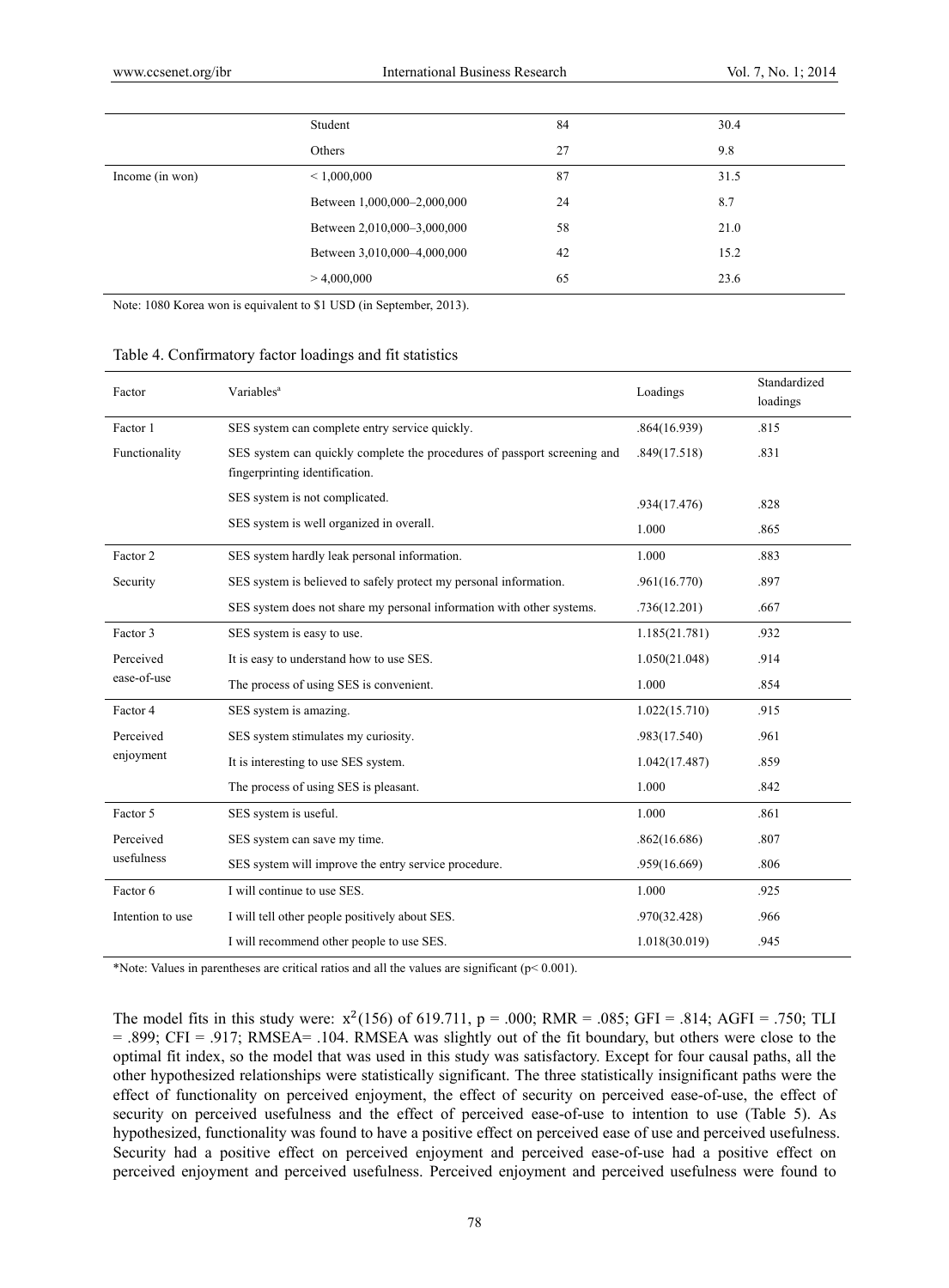|  | Student | 84 | 30.4 |
|---|---|---|---|
|  | Others | 27 | 9.8 |
| Income (in won) | < 1,000,000 | 87 | 31.5 |
|  | Between 1,000,000–2,000,000 | 24 | 8.7 |
|  | Between 2,010,000–3,000,000 | 58 | 21.0 |
|  | Between 3,010,000–4,000,000 | 42 | 15.2 |
|  | > 4,000,000 | 65 | 23.6 |

Note: 1080 Korea won is equivalent to $1 USD (in September, 2013).

Table 4. Confirmatory factor loadings and fit statistics

| Factor | Variables[a] | Loadings | Standardized loadings |
|---|---|---|---|
| Factor 1 Functionality | SES system can complete entry service quickly. | .864(16.939) | .815 |
|  | SES system can quickly complete the procedures of passport screening and fingerprinting identification. | .849(17.518) | .831 |
|  | SES system is not complicated. | .934(17.476) | .828 |
|  | SES system is well organized in overall. | 1.000 | .865 |
| Factor 2 Security | SES system hardly leak personal information. | 1.000 | .883 |
|  | SES system is believed to safely protect my personal information. | .961(16.770) | .897 |
|  | SES system does not share my personal information with other systems. | .736(12.201) | .667 |
| Factor 3 Perceived ease-of-use | SES system is easy to use. | 1.185(21.781) | .932 |
|  | It is easy to understand how to use SES. | 1.050(21.048) | .914 |
|  | The process of using SES is convenient. | 1.000 | .854 |
| Factor 4 Perceived enjoyment | SES system is amazing. | 1.022(15.710) | .915 |
|  | SES system stimulates my curiosity. | .983(17.540) | .961 |
|  | It is interesting to use SES system. | 1.042(17.487) | .859 |
|  | The process of using SES is pleasant. | 1.000 | .842 |
| Factor 5 Perceived usefulness | SES system is useful. | 1.000 | .861 |
|  | SES system can save my time. | .862(16.686) | .807 |
|  | SES system will improve the entry service procedure. | .959(16.669) | .806 |
| Factor 6 Intention to use | I will continue to use SES. | 1.000 | .925 |
|  | I will tell other people positively about SES. | .970(32.428) | .966 |
|  | I will recommend other people to use SES. | 1.018(30.019) | .945 |

*Note: Values in parentheses are critical ratios and all the values are significant ($p< 0.001$).

The model fits in this study were: $x^2(156)$ of 619.711, p = .000; RMR = .085; GFI = .814; AGFI = .750; TLI = .899; CFI = .917; RMSEA= .104. RMSEA was slightly out of the fit boundary, but others were close to the optimal fit index, so the model that was used in this study was satisfactory. Except for four causal paths, all the other hypothesized relationships were statistically significant. The three statistically insignificant paths were the effect of functionality on perceived enjoyment, the effect of security on perceived ease-of-use, the effect of security on perceived usefulness and the effect of perceived ease-of-use to intention to use (Table 5). As hypothesized, functionality was found to have a positive effect on perceived ease of use and perceived usefulness. Security had a positive effect on perceived enjoyment and perceived ease-of-use had a positive effect on perceived enjoyment and perceived usefulness. Perceived enjoyment and perceived usefulness were found to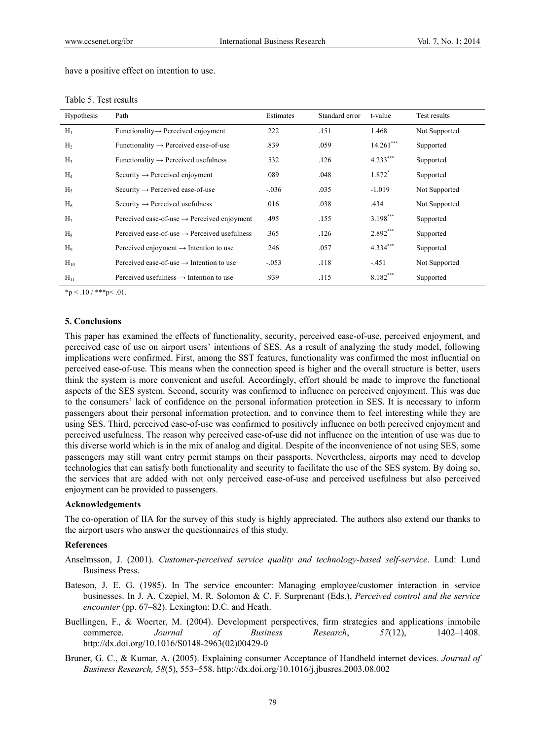have a positive effect on intention to use.

Table 5. Test results

| Hypothesis | Path | Estimates | Standard error | t-value | Test results |
|---|---|---|---|---|---|
| $H_1$ | Functionality→ Perceived enjoyment | .222 | .151 | 1.468 | Not Supported |
| $H_2$ | Functionality → Perceived ease-of-use | .839 | .059 | 14.261*** | Supported |
| $H_3$ | Functionality → Perceived usefulness | .532 | .126 | 4.233*** | Supported |
| $H_4$ | Security → Perceived enjoyment | .089 | .048 | 1.872* | Supported |
| $H_5$ | Security → Perceived ease-of-use | -.036 | .035 | -1.019 | Not Supported |
| $H_6$ | Security → Perceived usefulness | .016 | .038 | .434 | Not Supported |
| $H_7$ | Perceived ease-of-use → Perceived enjoyment | .495 | .155 | 3.198*** | Supported |
| $H_8$ | Perceived ease-of-use → Perceived usefulness | .365 | .126 | 2.892*** | Supported |
| $H_9$ | Perceived enjoyment → Intention to use | .246 | .057 | 4.334*** | Supported |
| $H_{10}$ | Perceived ease-of-use → Intention to use | -.053 | .118 | -.451 | Not Supported |
| $H_{11}$ | Perceived usefulness → Intention to use | .939 | .115 | 8.182*** | Supported |

*p < .10 / ***p< .01.

## 5. Conclusions

This paper has examined the effects of functionality, security, perceived ease-of-use, perceived enjoyment, and perceived ease of use on airport users' intentions of SES. As a result of analyzing the study model, following implications were confirmed. First, among the SST features, functionality was confirmed the most influential on perceived ease-of-use. This means when the connection speed is higher and the overall structure is better, users think the system is more convenient and useful. Accordingly, effort should be made to improve the functional aspects of the SES system. Second, security was confirmed to influence on perceived enjoyment. This was due to the consumers' lack of confidence on the personal information protection in SES. It is necessary to inform passengers about their personal information protection, and to convince them to feel interesting while they are using SES. Third, perceived ease-of-use was confirmed to positively influence on both perceived enjoyment and perceived usefulness. The reason why perceived ease-of-use did not influence on the intention of use was due to this diverse world which is in the mix of analog and digital. Despite of the inconvenience of not using SES, some passengers may still want entry permit stamps on their passports. Nevertheless, airports may need to develop technologies that can satisfy both functionality and security to facilitate the use of the SES system. By doing so, the services that are added with not only perceived ease-of-use and perceived usefulness but also perceived enjoyment can be provided to passengers.

### Acknowledgements

The co-operation of IIA for the survey of this study is highly appreciated. The authors also extend our thanks to the airport users who answer the questionnaires of this study.

### References

Anselmsson, J. (2001). *Customer-perceived service quality and technology-based self-service*. Lund: Lund Business Press.

Bateson, J. E. G. (1985). In The service encounter: Managing employee/customer interaction in service businesses. In J. A. Czepiel, M. R. Solomon & C. F. Surprenant (Eds.), *Perceived control and the service encounter* (pp. 67–82). Lexington: D.C. and Heath.

Buellingen, F., & Woerter, M. (2004). Development perspectives, firm strategies and applications inmobile commerce. *Journal of Business Research*, *57*(12), 1402–1408. http://dx.doi.org/10.1016/S0148-2963(02)00429-0

Bruner, G. C., & Kumar, A. (2005). Explaining consumer Acceptance of Handheld internet devices. *Journal of Business Research, 58*(5), 553–558. http://dx.doi.org/10.1016/j.jbusres.2003.08.002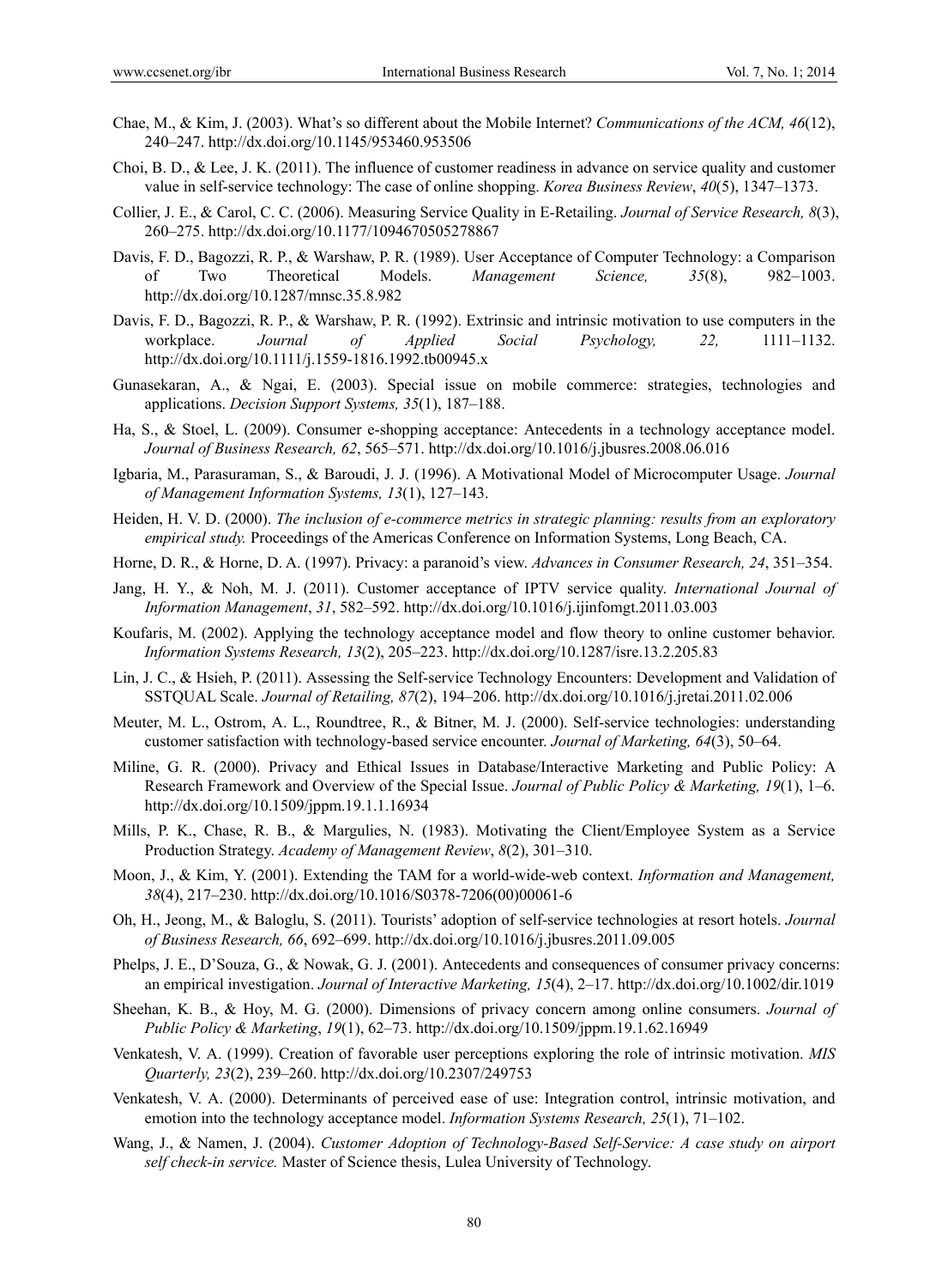Chae, M., & Kim, J. (2003). What's so different about the Mobile Internet? *Communications of the ACM, 46*(12), 240–247. http://dx.doi.org/10.1145/953460.953506

Choi, B. D., & Lee, J. K. (2011). The influence of customer readiness in advance on service quality and customer value in self-service technology: The case of online shopping. *Korea Business Review*, *40*(5), 1347–1373.

Collier, J. E., & Carol, C. C. (2006). Measuring Service Quality in E-Retailing. *Journal of Service Research, 8*(3), 260–275. http://dx.doi.org/10.1177/1094670505278867

Davis, F. D., Bagozzi, R. P., & Warshaw, P. R. (1989). User Acceptance of Computer Technology: a Comparison of Two Theoretical Models. *Management Science, 35*(8), 982–1003. http://dx.doi.org/10.1287/mnsc.35.8.982

Davis, F. D., Bagozzi, R. P., & Warshaw, P. R. (1992). Extrinsic and intrinsic motivation to use computers in the workplace. *Journal of Applied Social Psychology, 22,* 1111–1132. http://dx.doi.org/10.1111/j.1559-1816.1992.tb00945.x

Gunasekaran, A., & Ngai, E. (2003). Special issue on mobile commerce: strategies, technologies and applications. *Decision Support Systems, 35*(1), 187–188.

Ha, S., & Stoel, L. (2009). Consumer e-shopping acceptance: Antecedents in a technology acceptance model. *Journal of Business Research, 62*, 565–571. http://dx.doi.org/10.1016/j.jbusres.2008.06.016

Igbaria, M., Parasuraman, S., & Baroudi, J. J. (1996). A Motivational Model of Microcomputer Usage. *Journal of Management Information Systems, 13*(1), 127–143.

Heiden, H. V. D. (2000). *The inclusion of e-commerce metrics in strategic planning: results from an exploratory empirical study.* Proceedings of the Americas Conference on Information Systems, Long Beach, CA.

Horne, D. R., & Horne, D. A. (1997). Privacy: a paranoid's view. *Advances in Consumer Research, 24*, 351–354.

Jang, H. Y., & Noh, M. J. (2011). Customer acceptance of IPTV service quality. *International Journal of Information Management*, *31*, 582–592. http://dx.doi.org/10.1016/j.ijinfomgt.2011.03.003

Koufaris, M. (2002). Applying the technology acceptance model and flow theory to online customer behavior. *Information Systems Research, 13*(2), 205–223. http://dx.doi.org/10.1287/isre.13.2.205.83

Lin, J. C., & Hsieh, P. (2011). Assessing the Self-service Technology Encounters: Development and Validation of SSTQUAL Scale. *Journal of Retailing, 87*(2), 194–206. http://dx.doi.org/10.1016/j.jretai.2011.02.006

Meuter, M. L., Ostrom, A. L., Roundtree, R., & Bitner, M. J. (2000). Self-service technologies: understanding customer satisfaction with technology-based service encounter. *Journal of Marketing, 64*(3), 50–64.

Miline, G. R. (2000). Privacy and Ethical Issues in Database/Interactive Marketing and Public Policy: A Research Framework and Overview of the Special Issue. *Journal of Public Policy & Marketing, 19*(1), 1–6. http://dx.doi.org/10.1509/jppm.19.1.1.16934

Mills, P. K., Chase, R. B., & Margulies, N. (1983). Motivating the Client/Employee System as a Service Production Strategy. *Academy of Management Review*, *8*(2), 301–310.

Moon, J., & Kim, Y. (2001). Extending the TAM for a world-wide-web context. *Information and Management, 38*(4), 217–230. http://dx.doi.org/10.1016/S0378-7206(00)00061-6

Oh, H., Jeong, M., & Baloglu, S. (2011). Tourists' adoption of self-service technologies at resort hotels. *Journal of Business Research, 66*, 692–699. http://dx.doi.org/10.1016/j.jbusres.2011.09.005

Phelps, J. E., D'Souza, G., & Nowak, G. J. (2001). Antecedents and consequences of consumer privacy concerns: an empirical investigation. *Journal of Interactive Marketing, 15*(4), 2–17. http://dx.doi.org/10.1002/dir.1019

Sheehan, K. B., & Hoy, M. G. (2000). Dimensions of privacy concern among online consumers. *Journal of Public Policy & Marketing*, *19*(1), 62–73. http://dx.doi.org/10.1509/jppm.19.1.62.16949

Venkatesh, V. A. (1999). Creation of favorable user perceptions exploring the role of intrinsic motivation. *MIS Quarterly, 23*(2), 239–260. http://dx.doi.org/10.2307/249753

Venkatesh, V. A. (2000). Determinants of perceived ease of use: Integration control, intrinsic motivation, and emotion into the technology acceptance model. *Information Systems Research, 25*(1), 71–102.

Wang, J., & Namen, J. (2004). *Customer Adoption of Technology-Based Self-Service: A case study on airport self check-in service.* Master of Science thesis, Lulea University of Technology.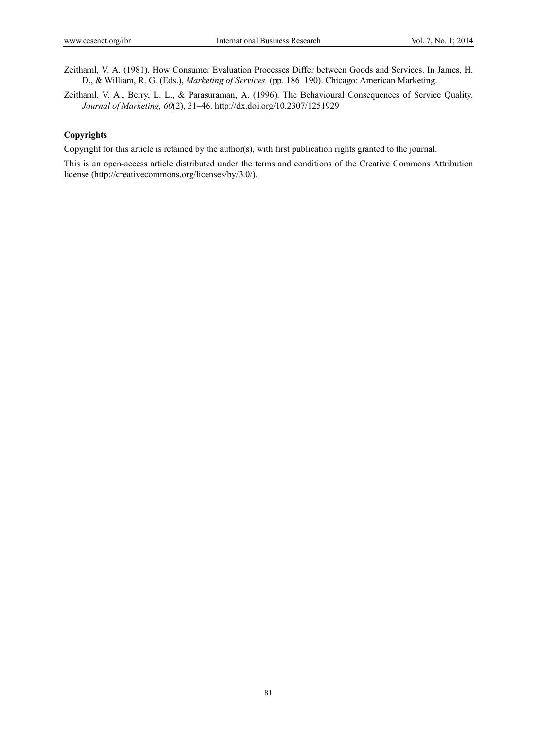Zeithaml, V. A. (1981). How Consumer Evaluation Processes Differ between Goods and Services. In James, H. D., & William, R. G. (Eds.), *Marketing of Services,* (pp. 186–190). Chicago: American Marketing.

Zeithaml, V. A., Berry, L. L., & Parasuraman, A. (1996). The Behavioural Consequences of Service Quality. *Journal of Marketing, 60*(2), 31–46. http://dx.doi.org/10.2307/1251929

**Copyrights**

Copyright for this article is retained by the author(s), with first publication rights granted to the journal.

This is an open-access article distributed under the terms and conditions of the Creative Commons Attribution license (http://creativecommons.org/licenses/by/3.0/).